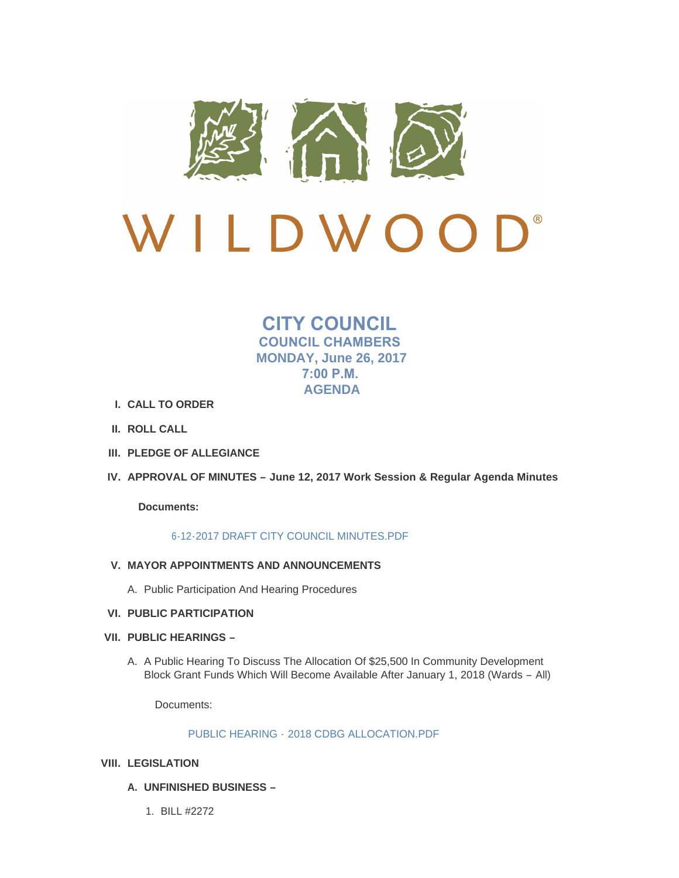WILDWOOD®

# CITY COUNCIL
## COUNCIL CHAMBERS
## MONDAY, June 26, 2017
## 7:00 P.M.
## AGENDA

I. **CALL TO ORDER**

II. **ROLL CALL**

III. **PLEDGE OF ALLEGIANCE**

IV. **APPROVAL OF MINUTES – June 12, 2017 Work Session & Regular Agenda Minutes**

**Documents:**

6-12-2017 DRAFT CITY COUNCIL MINUTES.PDF

V. **MAYOR APPOINTMENTS AND ANNOUNCEMENTS**

A. Public Participation And Hearing Procedures

VI. **PUBLIC PARTICIPATION**

VII. **PUBLIC HEARINGS –**

A. A Public Hearing To Discuss The Allocation Of $25,500 In Community Development Block Grant Funds Which Will Become Available After January 1, 2018 (Wards – All)

Documents:

PUBLIC HEARING - 2018 CDBG ALLOCATION.PDF

VIII. **LEGISLATION**

A. **UNFINISHED BUSINESS –**

1. BILL #2272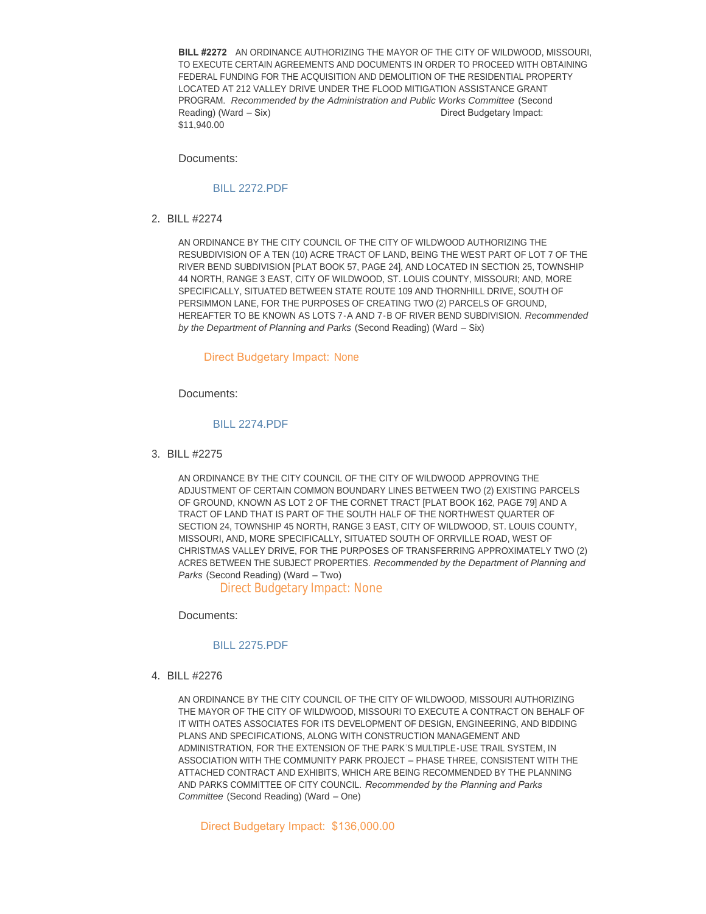**BILL #2272** AN ORDINANCE AUTHORIZING THE MAYOR OF THE CITY OF WILDWOOD, MISSOURI, TO EXECUTE CERTAIN AGREEMENTS AND DOCUMENTS IN ORDER TO PROCEED WITH OBTAINING FEDERAL FUNDING FOR THE ACQUISITION AND DEMOLITION OF THE RESIDENTIAL PROPERTY LOCATED AT 212 VALLEY DRIVE UNDER THE FLOOD MITIGATION ASSISTANCE GRANT PROGRAM. *Recommended by the Administration and Public Works Committee* (Second Reading) (Ward – Six) Direct Budgetary Impact: $11,940.00

Documents:

BILL 2272.PDF

2. BILL #2274

AN ORDINANCE BY THE CITY COUNCIL OF THE CITY OF WILDWOOD AUTHORIZING THE RESUBDIVISION OF A TEN (10) ACRE TRACT OF LAND, BEING THE WEST PART OF LOT 7 OF THE RIVER BEND SUBDIVISION [PLAT BOOK 57, PAGE 24], AND LOCATED IN SECTION 25, TOWNSHIP 44 NORTH, RANGE 3 EAST, CITY OF WILDWOOD, ST. LOUIS COUNTY, MISSOURI; AND, MORE SPECIFICALLY, SITUATED BETWEEN STATE ROUTE 109 AND THORNHILL DRIVE, SOUTH OF PERSIMMON LANE, FOR THE PURPOSES OF CREATING TWO (2) PARCELS OF GROUND, HEREAFTER TO BE KNOWN AS LOTS 7-A AND 7-B OF RIVER BEND SUBDIVISION. *Recommended by the Department of Planning and Parks* (Second Reading) (Ward – Six)

Direct Budgetary Impact: None

Documents:

BILL 2274.PDF

3. BILL #2275

AN ORDINANCE BY THE CITY COUNCIL OF THE CITY OF WILDWOOD APPROVING THE ADJUSTMENT OF CERTAIN COMMON BOUNDARY LINES BETWEEN TWO (2) EXISTING PARCELS OF GROUND, KNOWN AS LOT 2 OF THE CORNET TRACT [PLAT BOOK 162, PAGE 79] AND A TRACT OF LAND THAT IS PART OF THE SOUTH HALF OF THE NORTHWEST QUARTER OF SECTION 24, TOWNSHIP 45 NORTH, RANGE 3 EAST, CITY OF WILDWOOD, ST. LOUIS COUNTY, MISSOURI, AND, MORE SPECIFICALLY, SITUATED SOUTH OF ORRVILLE ROAD, WEST OF CHRISTMAS VALLEY DRIVE, FOR THE PURPOSES OF TRANSFERRING APPROXIMATELY TWO (2) ACRES BETWEEN THE SUBJECT PROPERTIES. *Recommended by the Department of Planning and Parks* (Second Reading) (Ward – Two)

Direct Budgetary Impact: None

Documents:

BILL 2275.PDF

4. BILL #2276

AN ORDINANCE BY THE CITY COUNCIL OF THE CITY OF WILDWOOD, MISSOURI AUTHORIZING THE MAYOR OF THE CITY OF WILDWOOD, MISSOURI TO EXECUTE A CONTRACT ON BEHALF OF IT WITH OATES ASSOCIATES FOR ITS DEVELOPMENT OF DESIGN, ENGINEERING, AND BIDDING PLANS AND SPECIFICATIONS, ALONG WITH CONSTRUCTION MANAGEMENT AND ADMINISTRATION, FOR THE EXTENSION OF THE PARK'S MULTIPLE-USE TRAIL SYSTEM, IN ASSOCIATION WITH THE COMMUNITY PARK PROJECT – PHASE THREE, CONSISTENT WITH THE ATTACHED CONTRACT AND EXHIBITS, WHICH ARE BEING RECOMMENDED BY THE PLANNING AND PARKS COMMITTEE OF CITY COUNCIL. *Recommended by the Planning and Parks Committee* (Second Reading) (Ward – One)

Direct Budgetary Impact: $136,000.00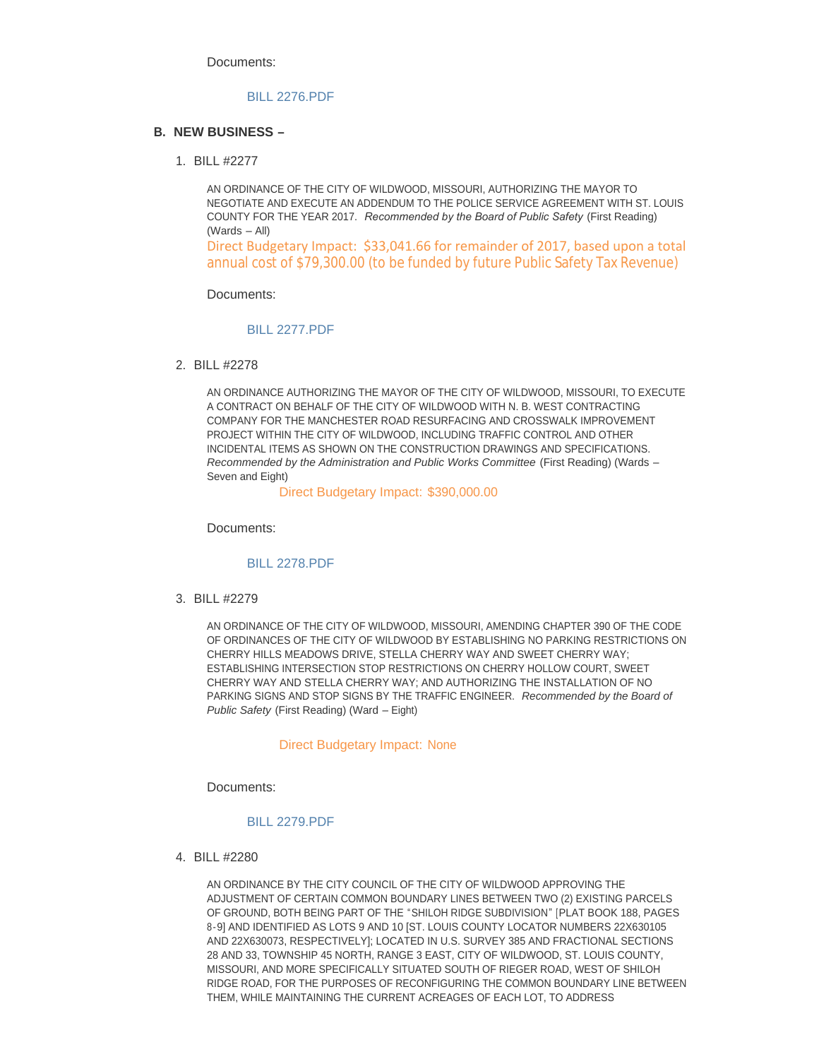Documents:

BILL 2276.PDF

## B. NEW BUSINESS –

1. BILL #2277

AN ORDINANCE OF THE CITY OF WILDWOOD, MISSOURI, AUTHORIZING THE MAYOR TO NEGOTIATE AND EXECUTE AN ADDENDUM TO THE POLICE SERVICE AGREEMENT WITH ST. LOUIS COUNTY FOR THE YEAR 2017. *Recommended by the Board of Public Safety* (First Reading) (Wards – All)

Direct Budgetary Impact: $33,041.66 for remainder of 2017, based upon a total annual cost of $79,300.00 (to be funded by future Public Safety Tax Revenue)

Documents:

BILL 2277.PDF

2. BILL #2278

AN ORDINANCE AUTHORIZING THE MAYOR OF THE CITY OF WILDWOOD, MISSOURI, TO EXECUTE A CONTRACT ON BEHALF OF THE CITY OF WILDWOOD WITH N. B. WEST CONTRACTING COMPANY FOR THE MANCHESTER ROAD RESURFACING AND CROSSWALK IMPROVEMENT PROJECT WITHIN THE CITY OF WILDWOOD, INCLUDING TRAFFIC CONTROL AND OTHER INCIDENTAL ITEMS AS SHOWN ON THE CONSTRUCTION DRAWINGS AND SPECIFICATIONS. *Recommended by the Administration and Public Works Committee* (First Reading) (Wards – Seven and Eight)

Direct Budgetary Impact: $390,000.00

Documents:

BILL 2278.PDF

3. BILL #2279

AN ORDINANCE OF THE CITY OF WILDWOOD, MISSOURI, AMENDING CHAPTER 390 OF THE CODE OF ORDINANCES OF THE CITY OF WILDWOOD BY ESTABLISHING NO PARKING RESTRICTIONS ON CHERRY HILLS MEADOWS DRIVE, STELLA CHERRY WAY AND SWEET CHERRY WAY; ESTABLISHING INTERSECTION STOP RESTRICTIONS ON CHERRY HOLLOW COURT, SWEET CHERRY WAY AND STELLA CHERRY WAY; AND AUTHORIZING THE INSTALLATION OF NO PARKING SIGNS AND STOP SIGNS BY THE TRAFFIC ENGINEER. *Recommended by the Board of Public Safety* (First Reading) (Ward – Eight)

Direct Budgetary Impact: None

Documents:

BILL 2279.PDF

4. BILL #2280

AN ORDINANCE BY THE CITY COUNCIL OF THE CITY OF WILDWOOD APPROVING THE ADJUSTMENT OF CERTAIN COMMON BOUNDARY LINES BETWEEN TWO (2) EXISTING PARCELS OF GROUND, BOTH BEING PART OF THE "SHILOH RIDGE SUBDIVISION" [PLAT BOOK 188, PAGES 8-9] AND IDENTIFIED AS LOTS 9 AND 10 [ST. LOUIS COUNTY LOCATOR NUMBERS 22X630105 AND 22X630073, RESPECTIVELY]; LOCATED IN U.S. SURVEY 385 AND FRACTIONAL SECTIONS 28 AND 33, TOWNSHIP 45 NORTH, RANGE 3 EAST, CITY OF WILDWOOD, ST. LOUIS COUNTY, MISSOURI, AND MORE SPECIFICALLY SITUATED SOUTH OF RIEGER ROAD, WEST OF SHILOH RIDGE ROAD, FOR THE PURPOSES OF RECONFIGURING THE COMMON BOUNDARY LINE BETWEEN THEM, WHILE MAINTAINING THE CURRENT ACREAGES OF EACH LOT, TO ADDRESS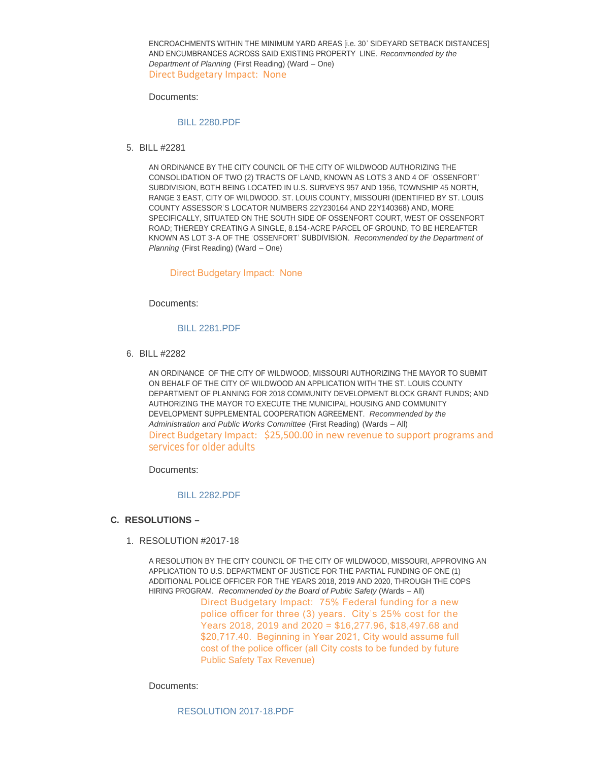ENCROACHMENTS WITHIN THE MINIMUM YARD AREAS [i.e. 30' SIDEYARD SETBACK DISTANCES] AND ENCUMBRANCES ACROSS SAID EXISTING PROPERTY LINE. *Recommended by the Department of Planning* (First Reading) (Ward – One)
Direct Budgetary Impact: None

Documents:

BILL 2280.PDF

5. BILL #2281

AN ORDINANCE BY THE CITY COUNCIL OF THE CITY OF WILDWOOD AUTHORIZING THE CONSOLIDATION OF TWO (2) TRACTS OF LAND, KNOWN AS LOTS 3 AND 4 OF 'OSSENFORT' SUBDIVISION, BOTH BEING LOCATED IN U.S. SURVEYS 957 AND 1956, TOWNSHIP 45 NORTH, RANGE 3 EAST, CITY OF WILDWOOD, ST. LOUIS COUNTY, MISSOURI (IDENTIFIED BY ST. LOUIS COUNTY ASSESSOR'S LOCATOR NUMBERS 22Y230164 AND 22Y140368) AND, MORE SPECIFICALLY, SITUATED ON THE SOUTH SIDE OF OSSENFORT COURT, WEST OF OSSENFORT ROAD; THEREBY CREATING A SINGLE, 8.154-ACRE PARCEL OF GROUND, TO BE HEREAFTER KNOWN AS LOT 3-A OF THE 'OSSENFORT' SUBDIVISION. *Recommended by the Department of Planning* (First Reading) (Ward – One)

Direct Budgetary Impact: None

Documents:

BILL 2281.PDF

6. BILL #2282

AN ORDINANCE OF THE CITY OF WILDWOOD, MISSOURI AUTHORIZING THE MAYOR TO SUBMIT ON BEHALF OF THE CITY OF WILDWOOD AN APPLICATION WITH THE ST. LOUIS COUNTY DEPARTMENT OF PLANNING FOR 2018 COMMUNITY DEVELOPMENT BLOCK GRANT FUNDS; AND AUTHORIZING THE MAYOR TO EXECUTE THE MUNICIPAL HOUSING AND COMMUNITY DEVELOPMENT SUPPLEMENTAL COOPERATION AGREEMENT. *Recommended by the Administration and Public Works Committee* (First Reading) (Wards – All)
Direct Budgetary Impact: $25,500.00 in new revenue to support programs and services for older adults

Documents:

BILL 2282.PDF

## C. RESOLUTIONS –

1. RESOLUTION #2017-18

A RESOLUTION BY THE CITY COUNCIL OF THE CITY OF WILDWOOD, MISSOURI, APPROVING AN APPLICATION TO U.S. DEPARTMENT OF JUSTICE FOR THE PARTIAL FUNDING OF ONE (1) ADDITIONAL POLICE OFFICER FOR THE YEARS 2018, 2019 AND 2020, THROUGH THE COPS HIRING PROGRAM. *Recommended by the Board of Public Safety* (Wards – All)
Direct Budgetary Impact: 75% Federal funding for a new police officer for three (3) years. City's 25% cost for the Years 2018, 2019 and 2020 = $16,277.96, $18,497.68 and $20,717.40. Beginning in Year 2021, City would assume full cost of the police officer (all City costs to be funded by future Public Safety Tax Revenue)

Documents:

RESOLUTION 2017-18.PDF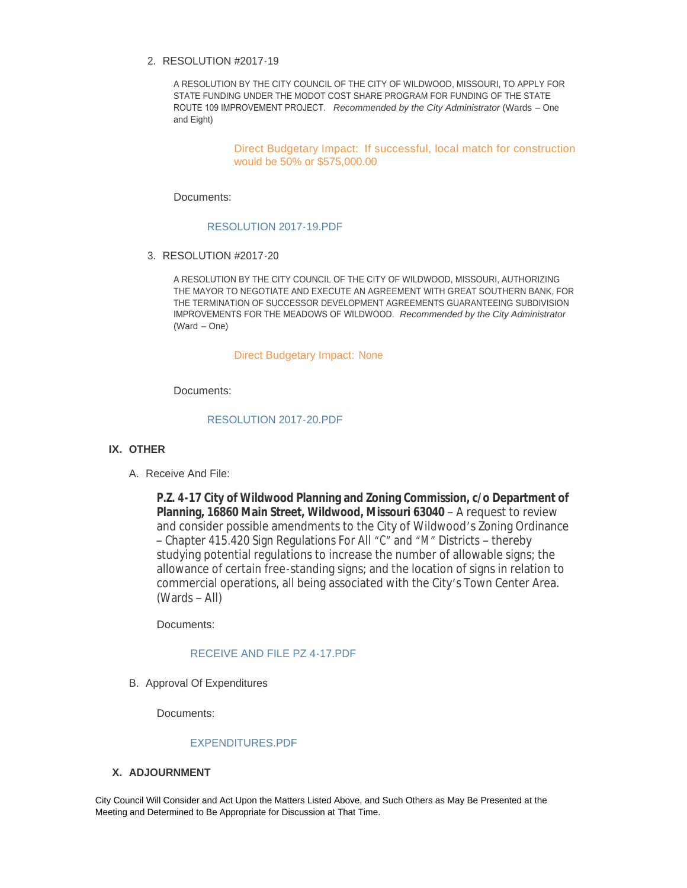2. RESOLUTION #2017-19

   A RESOLUTION BY THE CITY COUNCIL OF THE CITY OF WILDWOOD, MISSOURI, TO APPLY FOR STATE FUNDING UNDER THE MODOT COST SHARE PROGRAM FOR FUNDING OF THE STATE ROUTE 109 IMPROVEMENT PROJECT. *Recommended by the City Administrator* (Wards – One and Eight)

   Direct Budgetary Impact: If successful, local match for construction would be 50% or $575,000.00

   Documents:

   RESOLUTION 2017-19.PDF

3. RESOLUTION #2017-20

   A RESOLUTION BY THE CITY COUNCIL OF THE CITY OF WILDWOOD, MISSOURI, AUTHORIZING THE MAYOR TO NEGOTIATE AND EXECUTE AN AGREEMENT WITH GREAT SOUTHERN BANK, FOR THE TERMINATION OF SUCCESSOR DEVELOPMENT AGREEMENTS GUARANTEEING SUBDIVISION IMPROVEMENTS FOR THE MEADOWS OF WILDWOOD. *Recommended by the City Administrator* (Ward – One)

   Direct Budgetary Impact: None

   Documents:

   RESOLUTION 2017-20.PDF

## IX. OTHER

A. Receive And File:

   **P.Z. 4-17 City of Wildwood Planning and Zoning Commission, c/o Department of Planning, 16860 Main Street, Wildwood, Missouri 63040** – A request to review and consider possible amendments to the City of Wildwood's Zoning Ordinance – Chapter 415.420 Sign Regulations For All "C" and "M" Districts – thereby studying potential regulations to increase the number of allowable signs; the allowance of certain free-standing signs; and the location of signs in relation to commercial operations, all being associated with the City's Town Center Area. (Wards – All)

   Documents:

   RECEIVE AND FILE PZ 4-17.PDF

B. Approval Of Expenditures

   Documents:

   EXPENDITURES.PDF

## X. ADJOURNMENT

City Council Will Consider and Act Upon the Matters Listed Above, and Such Others as May Be Presented at the Meeting and Determined to Be Appropriate for Discussion at That Time.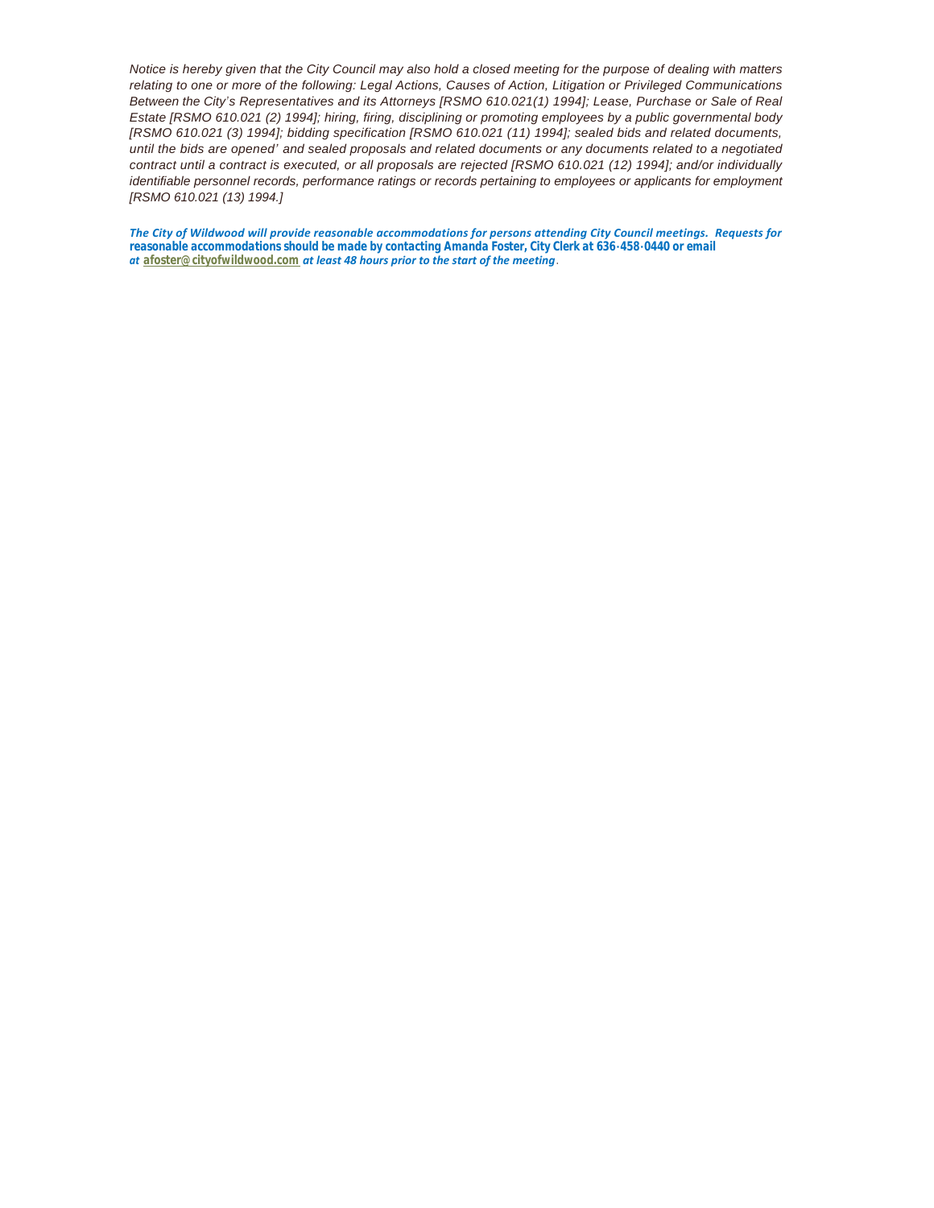*Notice is hereby given that the City Council may also hold a closed meeting for the purpose of dealing with matters relating to one or more of the following: Legal Actions, Causes of Action, Litigation or Privileged Communications Between the City's Representatives and its Attorneys [RSMO 610.021(1) 1994]; Lease, Purchase or Sale of Real Estate [RSMO 610.021 (2) 1994]; hiring, firing, disciplining or promoting employees by a public governmental body [RSMO 610.021 (3) 1994]; bidding specification [RSMO 610.021 (11) 1994]; sealed bids and related documents, until the bids are opened' and sealed proposals and related documents or any documents related to a negotiated contract until a contract is executed, or all proposals are rejected [RSMO 610.021 (12) 1994]; and/or individually identifiable personnel records, performance ratings or records pertaining to employees or applicants for employment [RSMO 610.021 (13) 1994.]*

***The City of Wildwood will provide reasonable accommodations for persons attending City Council meetings. Requests for*** **reasonable accommodations should be made by contacting Amanda Foster, City Clerk at 636-458-0440 or email** ***at*** **afoster@cityofwildwood.com** ***at least 48 hours prior to the start of the meeting***.